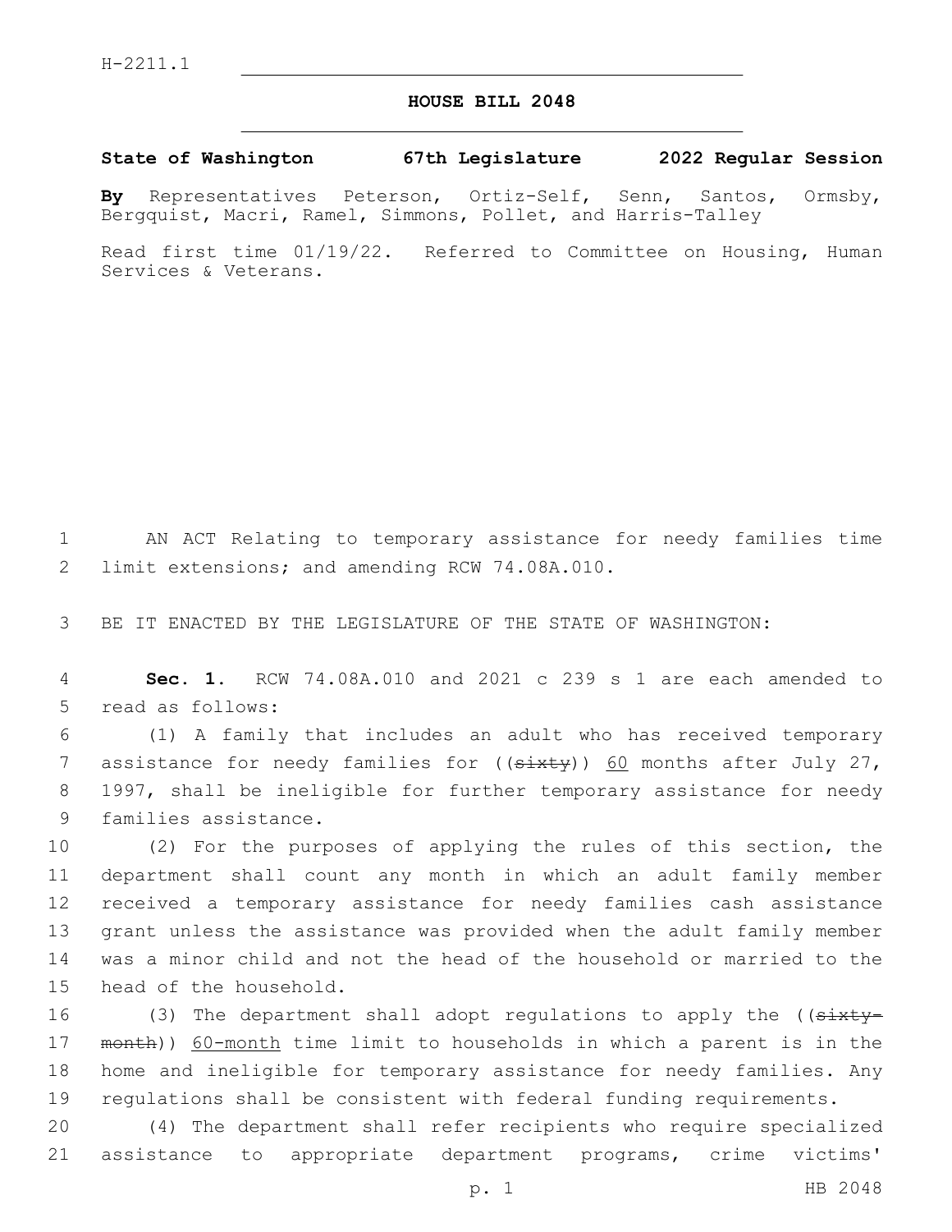H-2211.1

# HOUSE BILL 2048

**State of Washington 67th Legislature 2022 Regular Session**

**By** Representatives Peterson, Ortiz-Self, Senn, Santos, Ormsby, Bergquist, Macri, Ramel, Simmons, Pollet, and Harris-Talley

Read first time 01/19/22. Referred to Committee on Housing, Human Services & Veterans.

AN ACT Relating to temporary assistance for needy families time limit extensions; and amending RCW 74.08A.010.

BE IT ENACTED BY THE LEGISLATURE OF THE STATE OF WASHINGTON:

**Sec. 1.** RCW 74.08A.010 and 2021 c 239 s 1 are each amended to read as follows:

(1) A family that includes an adult who has received temporary assistance for needy families for ((~~sixty~~)) <u>60</u> months after July 27, 1997, shall be ineligible for further temporary assistance for needy families assistance.

(2) For the purposes of applying the rules of this section, the department shall count any month in which an adult family member received a temporary assistance for needy families cash assistance grant unless the assistance was provided when the adult family member was a minor child and not the head of the household or married to the head of the household.

(3) The department shall adopt regulations to apply the ((~~sixty-month~~)) <u>60-month</u> time limit to households in which a parent is in the home and ineligible for temporary assistance for needy families. Any regulations shall be consistent with federal funding requirements.

(4) The department shall refer recipients who require specialized assistance to appropriate department programs, crime victims'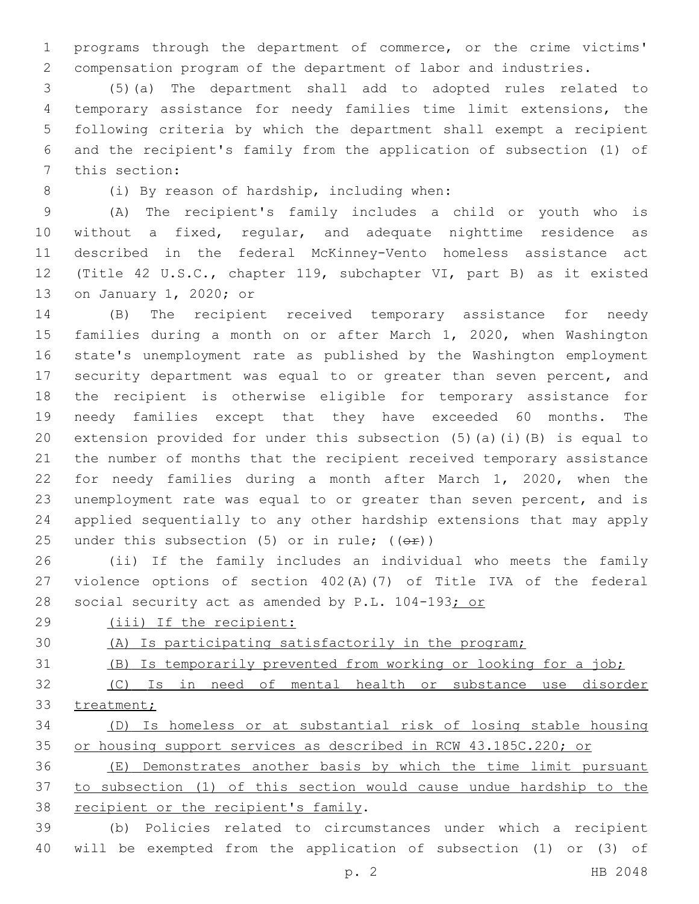programs through the department of commerce, or the crime victims' compensation program of the department of labor and industries.

(5)(a) The department shall add to adopted rules related to temporary assistance for needy families time limit extensions, the following criteria by which the department shall exempt a recipient and the recipient's family from the application of subsection (1) of this section:

(i) By reason of hardship, including when:

(A) The recipient's family includes a child or youth who is without a fixed, regular, and adequate nighttime residence as described in the federal McKinney-Vento homeless assistance act (Title 42 U.S.C., chapter 119, subchapter VI, part B) as it existed on January 1, 2020; or

(B) The recipient received temporary assistance for needy families during a month on or after March 1, 2020, when Washington state's unemployment rate as published by the Washington employment security department was equal to or greater than seven percent, and the recipient is otherwise eligible for temporary assistance for needy families except that they have exceeded 60 months. The extension provided for under this subsection (5)(a)(i)(B) is equal to the number of months that the recipient received temporary assistance for needy families during a month after March 1, 2020, when the unemployment rate was equal to or greater than seven percent, and is applied sequentially to any other hardship extensions that may apply under this subsection (5) or in rule; ((~~or~~))

(ii) If the family includes an individual who meets the family violence options of section 402(A)(7) of Title IVA of the federal social security act as amended by P.L. 104-193<u>; or</u>

<u>(iii) If the recipient:</u>

<u>(A) Is participating satisfactorily in the program;</u>

<u>(B) Is temporarily prevented from working or looking for a job;</u>

<u>(C) Is in need of mental health or substance use disorder treatment;</u>

<u>(D) Is homeless or at substantial risk of losing stable housing or housing support services as described in RCW 43.185C.220; or</u>

<u>(E) Demonstrates another basis by which the time limit pursuant to subsection (1) of this section would cause undue hardship to the recipient or the recipient's family</u>.

(b) Policies related to circumstances under which a recipient will be exempted from the application of subsection (1) or (3) of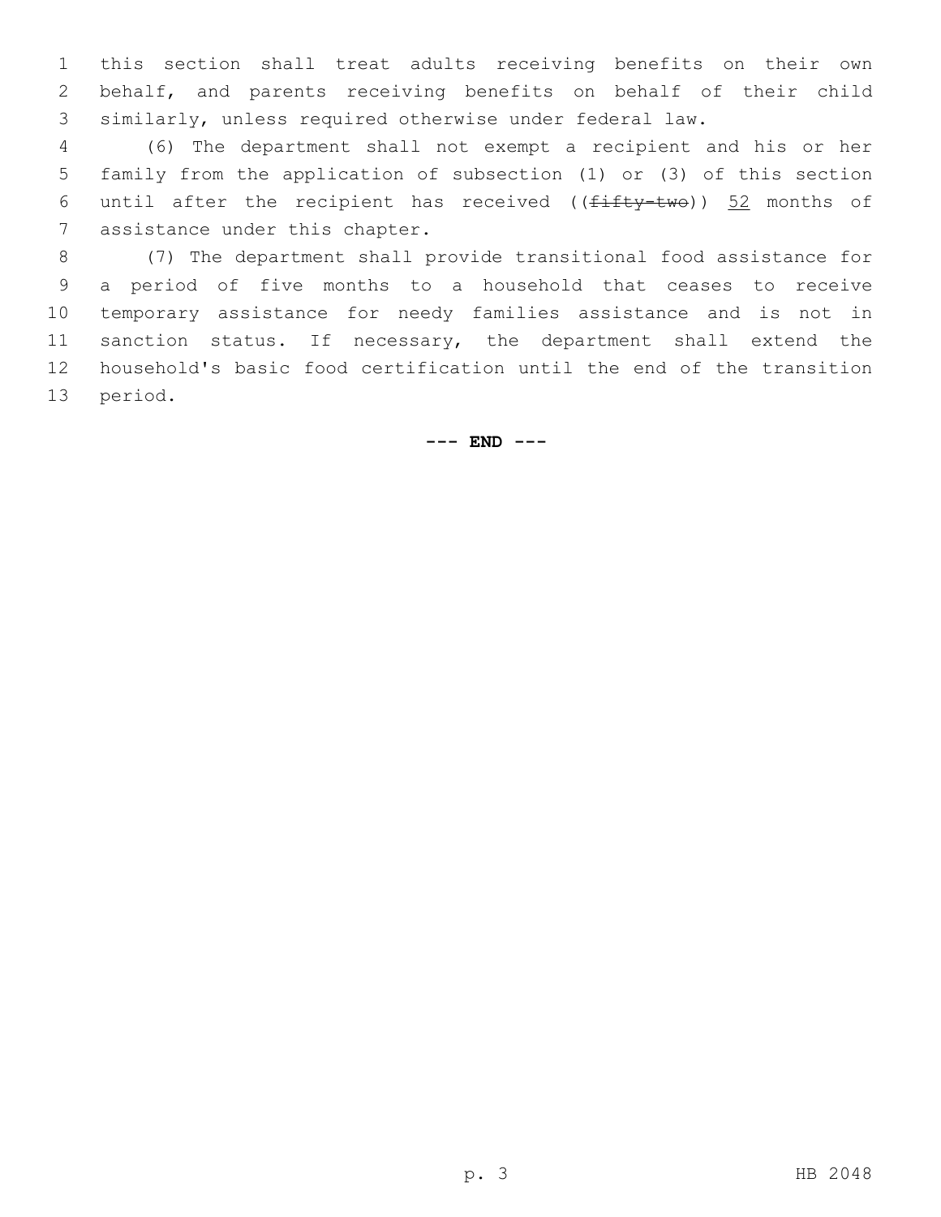this section shall treat adults receiving benefits on their own behalf, and parents receiving benefits on behalf of their child similarly, unless required otherwise under federal law.

(6) The department shall not exempt a recipient and his or her family from the application of subsection (1) or (3) of this section until after the recipient has received ((~~fifty-two~~)) <u>52</u> months of assistance under this chapter.

(7) The department shall provide transitional food assistance for a period of five months to a household that ceases to receive temporary assistance for needy families assistance and is not in sanction status. If necessary, the department shall extend the household's basic food certification until the end of the transition period.

**--- END ---**